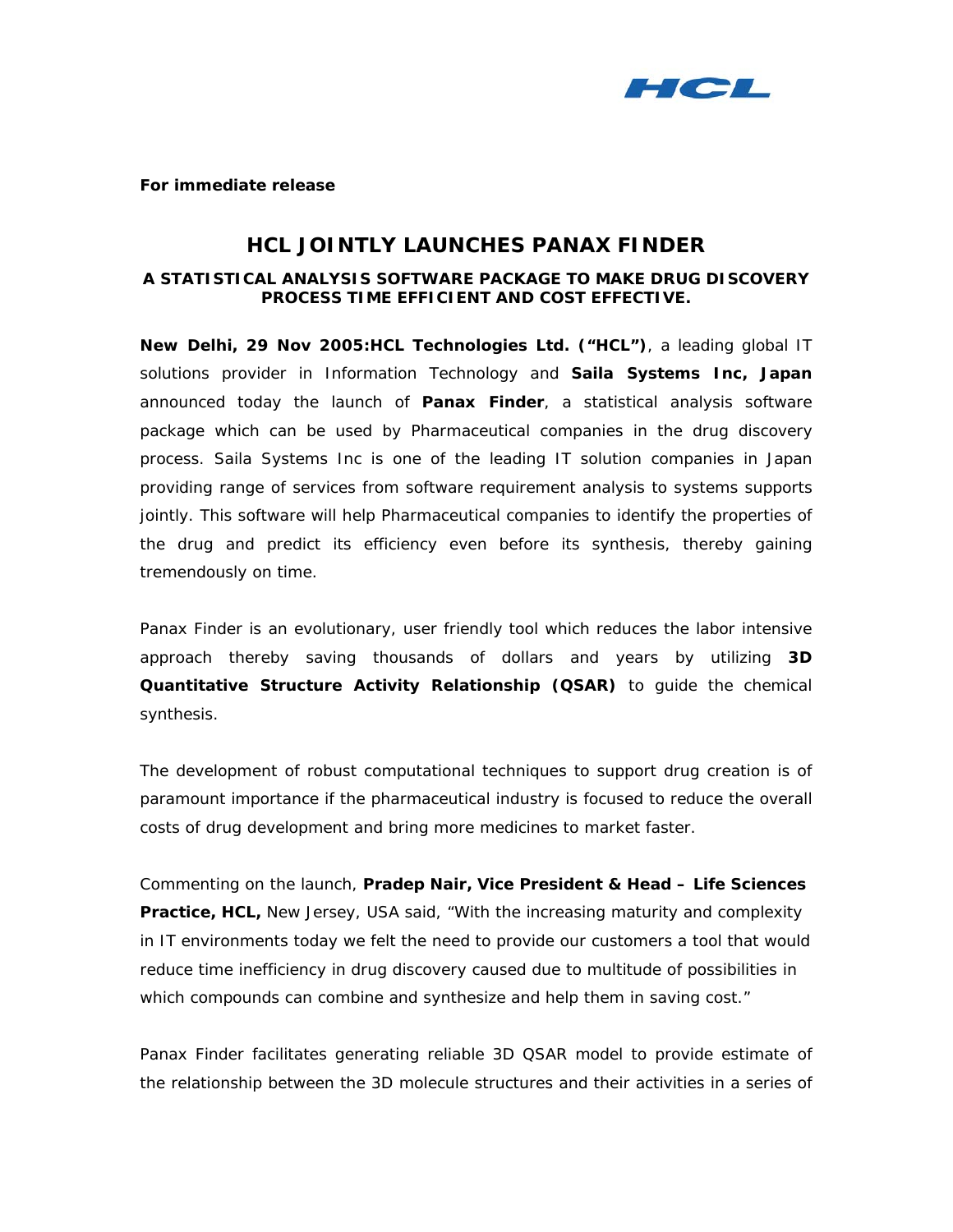**For immediate release**

# HCL JOINTLY LAUNCHES PANAX FINDER

## A STATISTICAL ANALYSIS SOFTWARE PACKAGE TO MAKE DRUG DISCOVERY PROCESS TIME EFFICIENT AND COST EFFECTIVE.

**New Delhi, 29 Nov 2005:HCL Technologies Ltd. ("HCL")**, a leading global IT solutions provider in Information Technology and **Saila Systems Inc, Japan** announced today the launch of **Panax Finder**, a statistical analysis software package which can be used by Pharmaceutical companies in the drug discovery process. Saila Systems Inc is one of the leading IT solution companies in Japan providing range of services from software requirement analysis to systems supports jointly. This software will help Pharmaceutical companies to identify the properties of the drug and predict its efficiency even before its synthesis, thereby gaining tremendously on time.

Panax Finder is an evolutionary, user friendly tool which reduces the labor intensive approach thereby saving thousands of dollars and years by utilizing **3D Quantitative Structure Activity Relationship (QSAR)** to guide the chemical synthesis.

The development of robust computational techniques to support drug creation is of paramount importance if the pharmaceutical industry is focused to reduce the overall costs of drug development and bring more medicines to market faster.

Commenting on the launch, **Pradep Nair, Vice President & Head – Life Sciences Practice, HCL,** New Jersey, USA said, "With the increasing maturity and complexity in IT environments today we felt the need to provide our customers a tool that would reduce time inefficiency in drug discovery caused due to multitude of possibilities in which compounds can combine and synthesize and help them in saving cost."

Panax Finder facilitates generating reliable 3D QSAR model to provide estimate of the relationship between the 3D molecule structures and their activities in a series of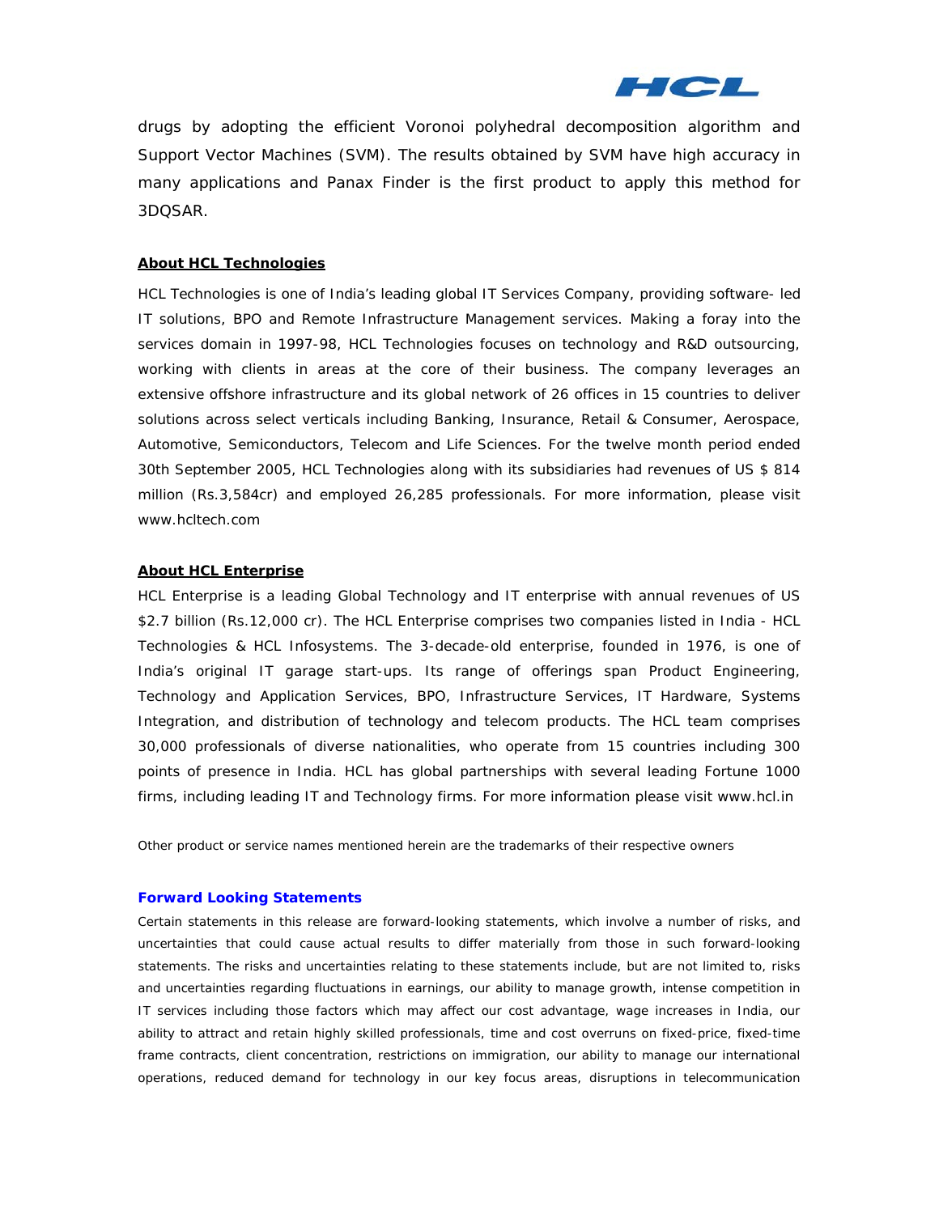drugs by adopting the efficient Voronoi polyhedral decomposition algorithm and Support Vector Machines (SVM). The results obtained by SVM have high accuracy in many applications and Panax Finder is the first product to apply this method for 3DQSAR.

**About HCL Technologies**

HCL Technologies is one of India's leading global IT Services Company, providing software- led IT solutions, BPO and Remote Infrastructure Management services. Making a foray into the services domain in 1997-98, HCL Technologies focuses on technology and R&D outsourcing, working with clients in areas at the core of their business. The company leverages an extensive offshore infrastructure and its global network of 26 offices in 15 countries to deliver solutions across select verticals including Banking, Insurance, Retail & Consumer, Aerospace, Automotive, Semiconductors, Telecom and Life Sciences. For the twelve month period ended 30th September 2005, HCL Technologies along with its subsidiaries had revenues of US $ 814 million (Rs.3,584cr) and employed 26,285 professionals. For more information, please visit www.hcltech.com

**About HCL Enterprise**

HCL Enterprise is a leading Global Technology and IT enterprise with annual revenues of US $2.7 billion (Rs.12,000 cr). The HCL Enterprise comprises two companies listed in India - HCL Technologies & HCL Infosystems. The 3-decade-old enterprise, founded in 1976, is one of India's original IT garage start-ups. Its range of offerings span Product Engineering, Technology and Application Services, BPO, Infrastructure Services, IT Hardware, Systems Integration, and distribution of technology and telecom products. The HCL team comprises 30,000 professionals of diverse nationalities, who operate from 15 countries including 300 points of presence in India. HCL has global partnerships with several leading Fortune 1000 firms, including leading IT and Technology firms. For more information please visit www.hcl.in

Other product or service names mentioned herein are the trademarks of their respective owners

**Forward Looking Statements**

Certain statements in this release are forward-looking statements, which involve a number of risks, and uncertainties that could cause actual results to differ materially from those in such forward-looking statements. The risks and uncertainties relating to these statements include, but are not limited to, risks and uncertainties regarding fluctuations in earnings, our ability to manage growth, intense competition in IT services including those factors which may affect our cost advantage, wage increases in India, our ability to attract and retain highly skilled professionals, time and cost overruns on fixed-price, fixed-time frame contracts, client concentration, restrictions on immigration, our ability to manage our international operations, reduced demand for technology in our key focus areas, disruptions in telecommunication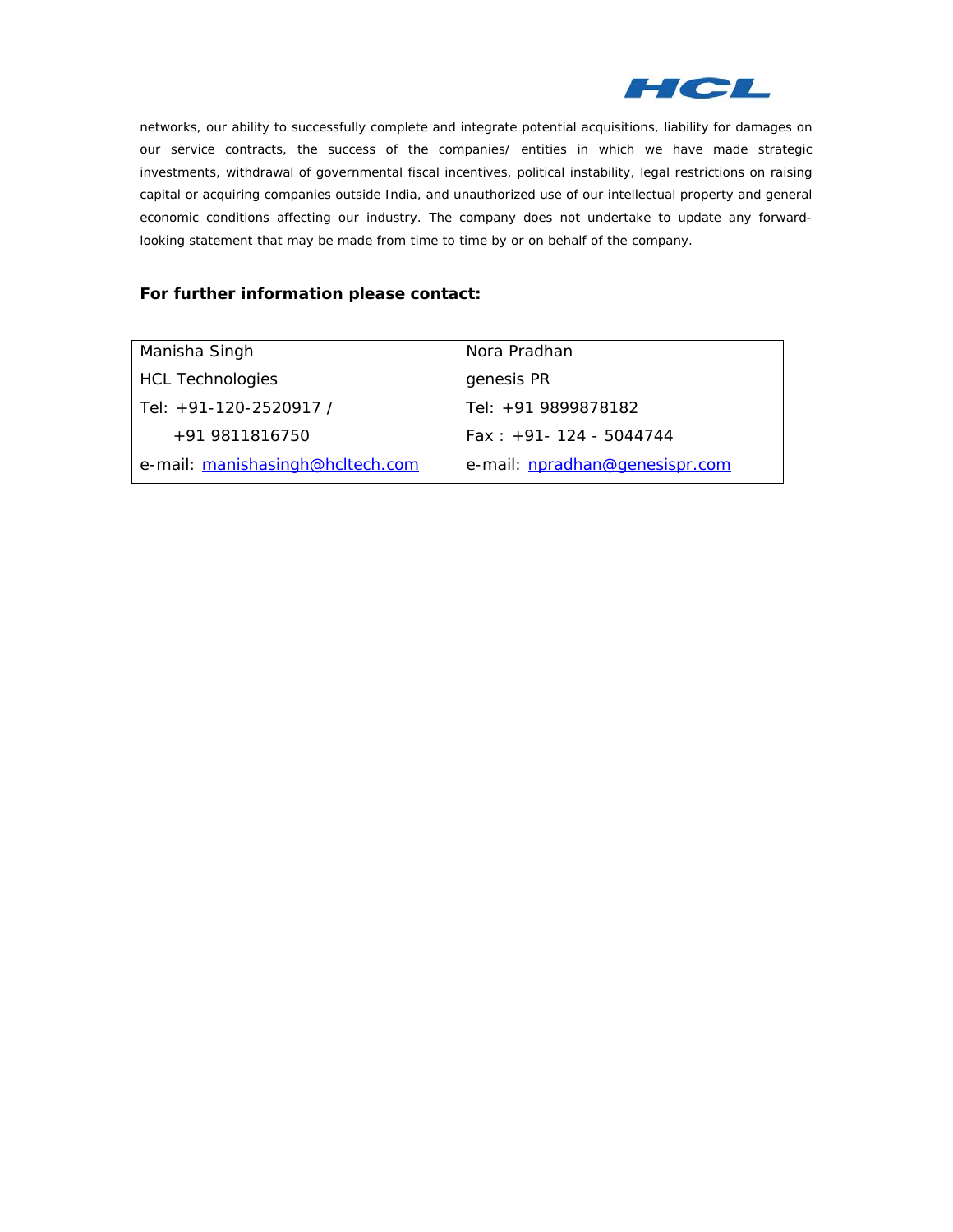networks, our ability to successfully complete and integrate potential acquisitions, liability for damages on our service contracts, the success of the companies/ entities in which we have made strategic investments, withdrawal of governmental fiscal incentives, political instability, legal restrictions on raising capital or acquiring companies outside India, and unauthorized use of our intellectual property and general economic conditions affecting our industry. The company does not undertake to update any forward-looking statement that may be made from time to time by or on behalf of the company.

**For further information please contact:**

| | |
|---|---|
| Manisha Singh<br>HCL Technologies<br>Tel: +91-120-2520917 /<br>+91 9811816750<br>e-mail: manishasingh@hcltech.com | Nora Pradhan<br>genesis PR<br>Tel: +91 9899878182<br>Fax : +91- 124 - 5044744<br>e-mail: npradhan@genesispr.com |